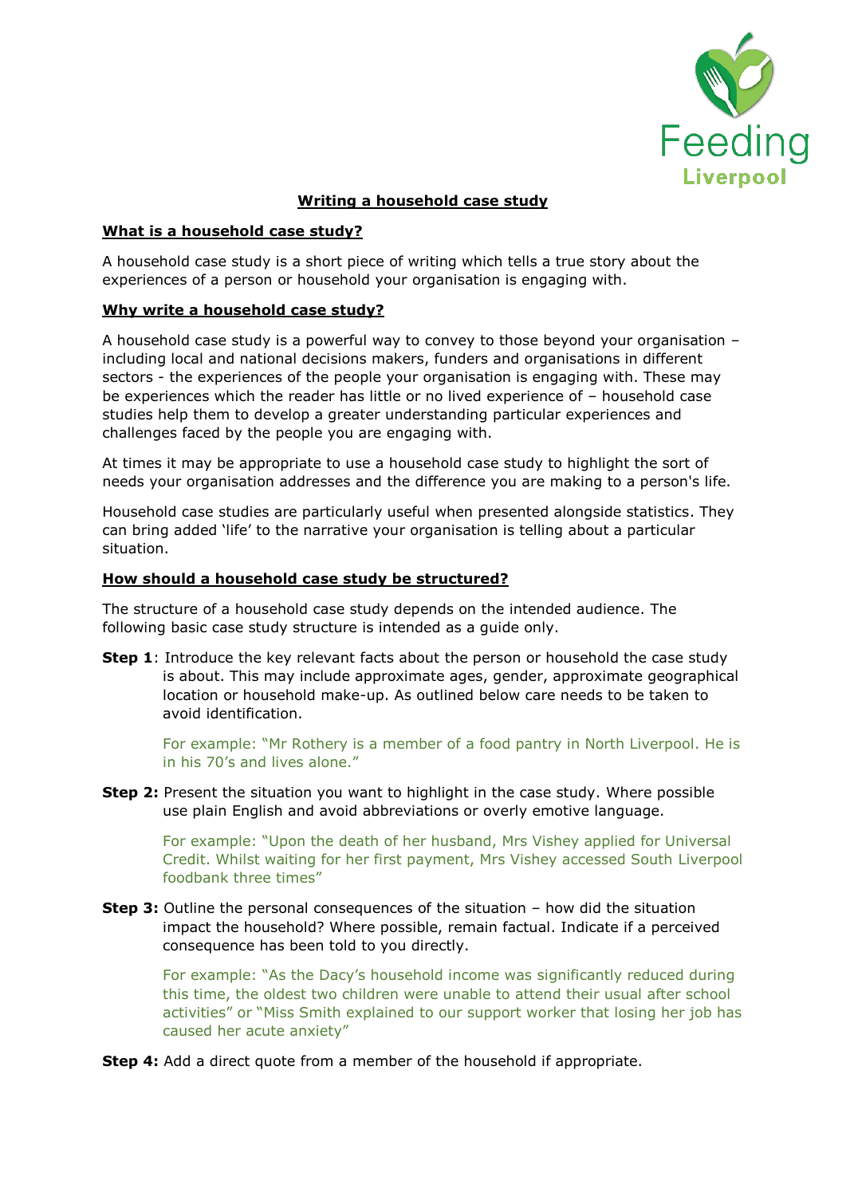# Writing a household case study

## What is a household case study?

A household case study is a short piece of writing which tells a true story about the experiences of a person or household your organisation is engaging with.

## Why write a household case study?

A household case study is a powerful way to convey to those beyond your organisation – including local and national decisions makers, funders and organisations in different sectors - the experiences of the people your organisation is engaging with. These may be experiences which the reader has little or no lived experience of – household case studies help them to develop a greater understanding particular experiences and challenges faced by the people you are engaging with.

At times it may be appropriate to use a household case study to highlight the sort of needs your organisation addresses and the difference you are making to a person's life.

Household case studies are particularly useful when presented alongside statistics. They can bring added 'life' to the narrative your organisation is telling about a particular situation.

## How should a household case study be structured?

The structure of a household case study depends on the intended audience. The following basic case study structure is intended as a guide only.

**Step 1**: Introduce the key relevant facts about the person or household the case study is about. This may include approximate ages, gender, approximate geographical location or household make-up. As outlined below care needs to be taken to avoid identification.

> For example: "Mr Rothery is a member of a food pantry in North Liverpool. He is in his 70's and lives alone."

**Step 2:** Present the situation you want to highlight in the case study. Where possible use plain English and avoid abbreviations or overly emotive language.

> For example: "Upon the death of her husband, Mrs Vishey applied for Universal Credit. Whilst waiting for her first payment, Mrs Vishey accessed South Liverpool foodbank three times"

**Step 3:** Outline the personal consequences of the situation – how did the situation impact the household? Where possible, remain factual. Indicate if a perceived consequence has been told to you directly.

> For example: "As the Dacy's household income was significantly reduced during this time, the oldest two children were unable to attend their usual after school activities" or "Miss Smith explained to our support worker that losing her job has caused her acute anxiety"

**Step 4:** Add a direct quote from a member of the household if appropriate.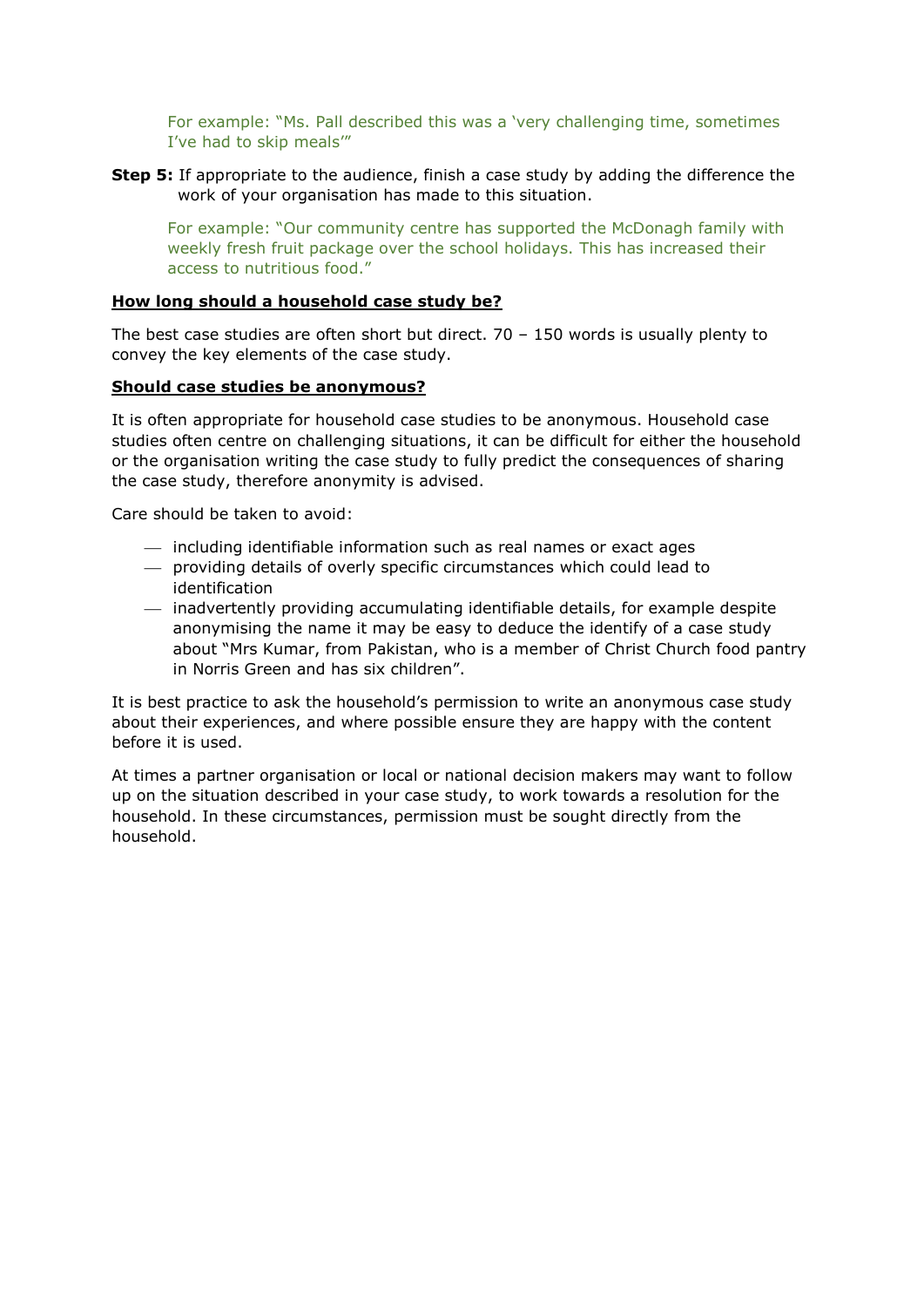For example: "Ms. Pall described this was a 'very challenging time, sometimes I've had to skip meals'"

**Step 5:** If appropriate to the audience, finish a case study by adding the difference the work of your organisation has made to this situation.

For example: "Our community centre has supported the McDonagh family with weekly fresh fruit package over the school holidays. This has increased their access to nutritious food."

**How long should a household case study be?**

The best case studies are often short but direct. 70 – 150 words is usually plenty to convey the key elements of the case study.

**Should case studies be anonymous?**

It is often appropriate for household case studies to be anonymous. Household case studies often centre on challenging situations, it can be difficult for either the household or the organisation writing the case study to fully predict the consequences of sharing the case study, therefore anonymity is advised.

Care should be taken to avoid:

- including identifiable information such as real names or exact ages
- providing details of overly specific circumstances which could lead to identification
- inadvertently providing accumulating identifiable details, for example despite anonymising the name it may be easy to deduce the identify of a case study about "Mrs Kumar, from Pakistan, who is a member of Christ Church food pantry in Norris Green and has six children".

It is best practice to ask the household's permission to write an anonymous case study about their experiences, and where possible ensure they are happy with the content before it is used.

At times a partner organisation or local or national decision makers may want to follow up on the situation described in your case study, to work towards a resolution for the household. In these circumstances, permission must be sought directly from the household.